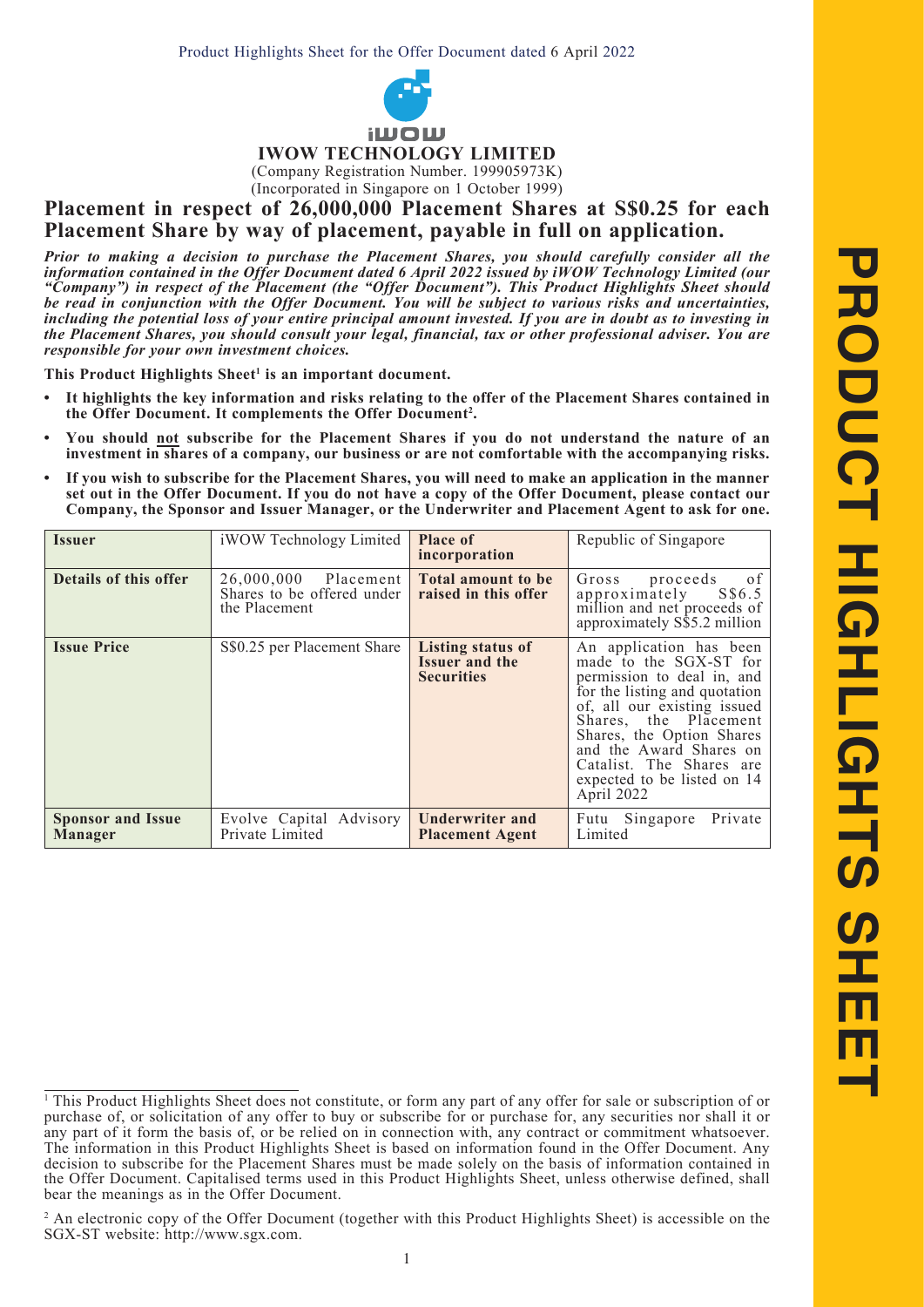Product Highlights Sheet for the Offer Document dated 6 April 2022

# IWOW TECHNOLOGY LIMITED

(Company Registration Number. 199905973K)
(Incorporated in Singapore on 1 October 1999)

## Placement in respect of 26,000,000 Placement Shares at S$0.25 for each Placement Share by way of placement, payable in full on application.

***Prior to making a decision to purchase the Placement Shares, you should carefully consider all the information contained in the Offer Document dated 6 April 2022 issued by iWOW Technology Limited (our "Company") in respect of the Placement (the "Offer Document"). This Product Highlights Sheet should be read in conjunction with the Offer Document. You will be subject to various risks and uncertainties, including the potential loss of your entire principal amount invested. If you are in doubt as to investing in the Placement Shares, you should consult your legal, financial, tax or other professional adviser. You are responsible for your own investment choices.***

**This Product Highlights Sheet[1] is an important document.**

- **It highlights the key information and risks relating to the offer of the Placement Shares contained in the Offer Document. It complements the Offer Document[2].**
- **You should not subscribe for the Placement Shares if you do not understand the nature of an investment in shares of a company, our business or are not comfortable with the accompanying risks.**
- **If you wish to subscribe for the Placement Shares, you will need to make an application in the manner set out in the Offer Document. If you do not have a copy of the Offer Document, please contact our Company, the Sponsor and Issuer Manager, or the Underwriter and Placement Agent to ask for one.**

| **Issuer** | iWOW Technology Limited | **Place of incorporation** | Republic of Singapore |
|---|---|---|---|
| **Details of this offer** | 26,000,000 Placement Shares to be offered under the Placement | **Total amount to be raised in this offer** | Gross proceeds of approximately S$6.5 million and net proceeds of approximately S$5.2 million |
| **Issue Price** | S$0.25 per Placement Share | **Listing status of Issuer and the Securities** | An application has been made to the SGX-ST for permission to deal in, and for the listing and quotation of, all our existing issued Shares, the Placement Shares, the Option Shares and the Award Shares on Catalist. The Shares are expected to be listed on 14 April 2022 |
| **Sponsor and Issue Manager** | Evolve Capital Advisory Private Limited | **Underwriter and Placement Agent** | Futu Singapore Private Limited |

[1] This Product Highlights Sheet does not constitute, or form any part of any offer for sale or subscription of or purchase of, or solicitation of any offer to buy or subscribe for or purchase for, any securities nor shall it or any part of it form the basis of, or be relied on in connection with, any contract or commitment whatsoever. The information in this Product Highlights Sheet is based on information found in the Offer Document. Any decision to subscribe for the Placement Shares must be made solely on the basis of information contained in the Offer Document. Capitalised terms used in this Product Highlights Sheet, unless otherwise defined, shall bear the meanings as in the Offer Document.

[2] An electronic copy of the Offer Document (together with this Product Highlights Sheet) is accessible on the SGX-ST website: http://www.sgx.com.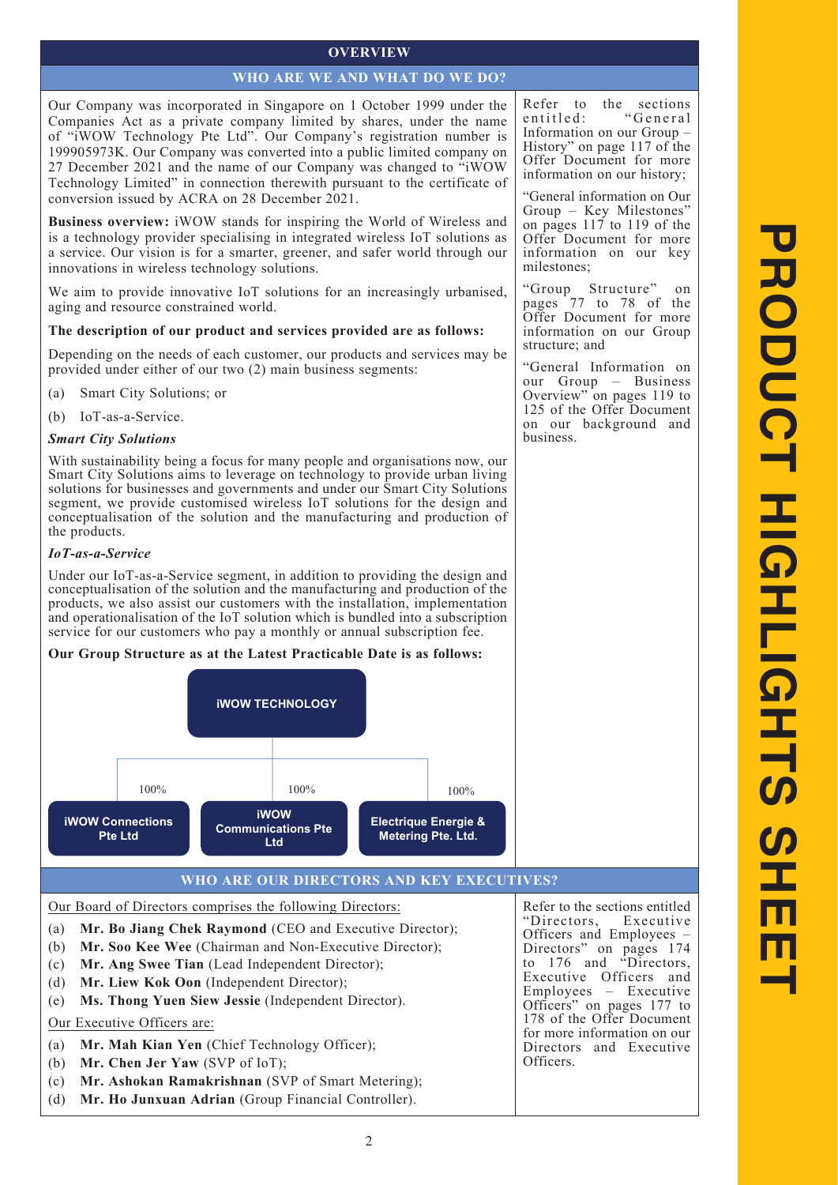## OVERVIEW

### WHO ARE WE AND WHAT DO WE DO?

Our Company was incorporated in Singapore on 1 October 1999 under the Companies Act as a private company limited by shares, under the name of "iWOW Technology Pte Ltd". Our Company's registration number is 199905973K. Our Company was converted into a public limited company on 27 December 2021 and the name of our Company was changed to "iWOW Technology Limited" in connection therewith pursuant to the certificate of conversion issued by ACRA on 28 December 2021.

**Business overview:** iWOW stands for inspiring the World of Wireless and is a technology provider specialising in integrated wireless IoT solutions as a service. Our vision is for a smarter, greener, and safer world through our innovations in wireless technology solutions.

We aim to provide innovative IoT solutions for an increasingly urbanised, aging and resource constrained world.

**The description of our product and services provided are as follows:**

Depending on the needs of each customer, our products and services may be provided under either of our two (2) main business segments:

(a) Smart City Solutions; or

(b) IoT-as-a-Service.

***Smart City Solutions***

With sustainability being a focus for many people and organisations now, our Smart City Solutions aims to leverage on technology to provide urban living solutions for businesses and governments and under our Smart City Solutions segment, we provide customised wireless IoT solutions for the design and conceptualisation of the solution and the manufacturing and production of the products.

***IoT-as-a-Service***

Under our IoT-as-a-Service segment, in addition to providing the design and conceptualisation of the solution and the manufacturing and production of the products, we also assist our customers with the installation, implementation and operationalisation of the IoT solution which is bundled into a subscription service for our customers who pay a monthly or annual subscription fee.

**Our Group Structure as at the Latest Practicable Date is as follows:**

iWOW TECHNOLOGY
- 100% — iWOW Connections Pte Ltd
- 100% — iWOW Communications Pte Ltd
- 100% — Electrique Energie & Metering Pte. Ltd.

Refer to the sections entitled: "General Information on our Group – History" on page 117 of the Offer Document for more information on our history;

"General information on Our Group – Key Milestones" on pages 117 to 119 of the Offer Document for more information on our key milestones;

"Group Structure" on pages 77 to 78 of the Offer Document for more information on our Group structure; and

"General Information on our Group – Business Overview" on pages 119 to 125 of the Offer Document on our background and business.

### WHO ARE OUR DIRECTORS AND KEY EXECUTIVES?

Our Board of Directors comprises the following Directors:

(a) **Mr. Bo Jiang Chek Raymond** (CEO and Executive Director);
(b) **Mr. Soo Kee Wee** (Chairman and Non-Executive Director);
(c) **Mr. Ang Swee Tian** (Lead Independent Director);
(d) **Mr. Liew Kok Oon** (Independent Director);
(e) **Ms. Thong Yuen Siew Jessie** (Independent Director).

Our Executive Officers are:

(a) **Mr. Mah Kian Yen** (Chief Technology Officer);
(b) **Mr. Chen Jer Yaw** (SVP of IoT);
(c) **Mr. Ashokan Ramakrishnan** (SVP of Smart Metering);
(d) **Mr. Ho Junxuan Adrian** (Group Financial Controller).

Refer to the sections entitled "Directors, Executive Officers and Employees – Directors" on pages 174 to 176 and "Directors, Executive Officers and Employees – Executive Officers" on pages 177 to 178 of the Offer Document for more information on our Directors and Executive Officers.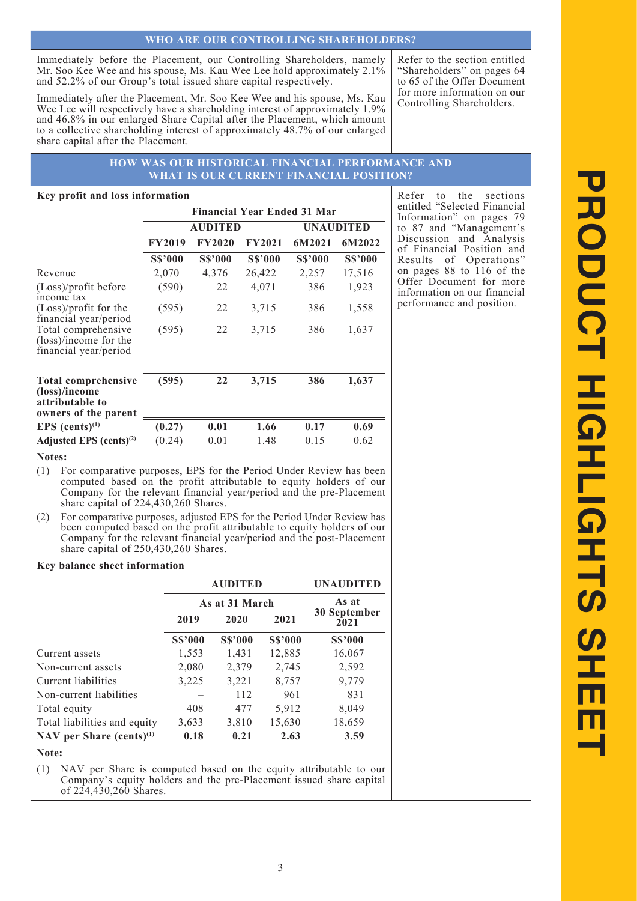## WHO ARE OUR CONTROLLING SHAREHOLDERS?

Immediately before the Placement, our Controlling Shareholders, namely Mr. Soo Kee Wee and his spouse, Ms. Kau Wee Lee hold approximately 2.1% and 52.2% of our Group's total issued share capital respectively.

Immediately after the Placement, Mr. Soo Kee Wee and his spouse, Ms. Kau Wee Lee will respectively have a shareholding interest of approximately 1.9% and 46.8% in our enlarged Share Capital after the Placement, which amount to a collective shareholding interest of approximately 48.7% of our enlarged share capital after the Placement.

Refer to the section entitled "Shareholders" on pages 64 to 65 of the Offer Document for more information on our Controlling Shareholders.

## HOW WAS OUR HISTORICAL FINANCIAL PERFORMANCE AND WHAT IS OUR CURRENT FINANCIAL POSITION?

**Key profit and loss information**

| | Financial Year Ended 31 Mar | | | | |
|---|---|---|---|---|---|
| | AUDITED | | | UNAUDITED | |
| | **FY2019** | **FY2020** | **FY2021** | **6M2021** | **6M2022** |
| | **S$'000** | **S$'000** | **S$'000** | **S$'000** | **S$'000** |
| Revenue | 2,070 | 4,376 | 26,422 | 2,257 | 17,516 |
| (Loss)/profit before income tax | (590) | 22 | 4,071 | 386 | 1,923 |
| (Loss)/profit for the financial year/period | (595) | 22 | 3,715 | 386 | 1,558 |
| Total comprehensive (loss)/income for the financial year/period | (595) | 22 | 3,715 | 386 | 1,637 |
| **Total comprehensive (loss)/income attributable to owners of the parent** | **(595)** | **22** | **3,715** | **386** | **1,637** |
| **EPS (cents)[(1)]** | **(0.27)** | **0.01** | **1.66** | **0.17** | **0.69** |
| **Adjusted EPS (cents)[(2)]** | (0.24) | 0.01 | 1.48 | 0.15 | 0.62 |

**Notes:**

(1) For comparative purposes, EPS for the Period Under Review has been computed based on the profit attributable to equity holders of our Company for the relevant financial year/period and the pre-Placement share capital of 224,430,260 Shares.

(2) For comparative purposes, adjusted EPS for the Period Under Review has been computed based on the profit attributable to equity holders of our Company for the relevant financial year/period and the post-Placement share capital of 250,430,260 Shares.

**Key balance sheet information**

| | AUDITED | | | UNAUDITED |
|---|---|---|---|---|
| | As at 31 March | | | As at |
| | **2019** | **2020** | **2021** | **30 September 2021** |
| | **S$'000** | **S$'000** | **S$'000** | **S$'000** |
| Current assets | 1,553 | 1,431 | 12,885 | 16,067 |
| Non-current assets | 2,080 | 2,379 | 2,745 | 2,592 |
| Current liabilities | 3,225 | 3,221 | 8,757 | 9,779 |
| Non-current liabilities | – | 112 | 961 | 831 |
| Total equity | 408 | 477 | 5,912 | 8,049 |
| Total liabilities and equity | 3,633 | 3,810 | 15,630 | 18,659 |
| **NAV per Share (cents)[(1)]** | **0.18** | **0.21** | **2.63** | **3.59** |

**Note:**

(1) NAV per Share is computed based on the equity attributable to our Company's equity holders and the pre-Placement issued share capital of 224,430,260 Shares.

Refer to the sections entitled "Selected Financial Information" on pages 79 to 87 and "Management's Discussion and Analysis of Financial Position and Results of Operations" on pages 88 to 116 of the Offer Document for more information on our financial performance and position.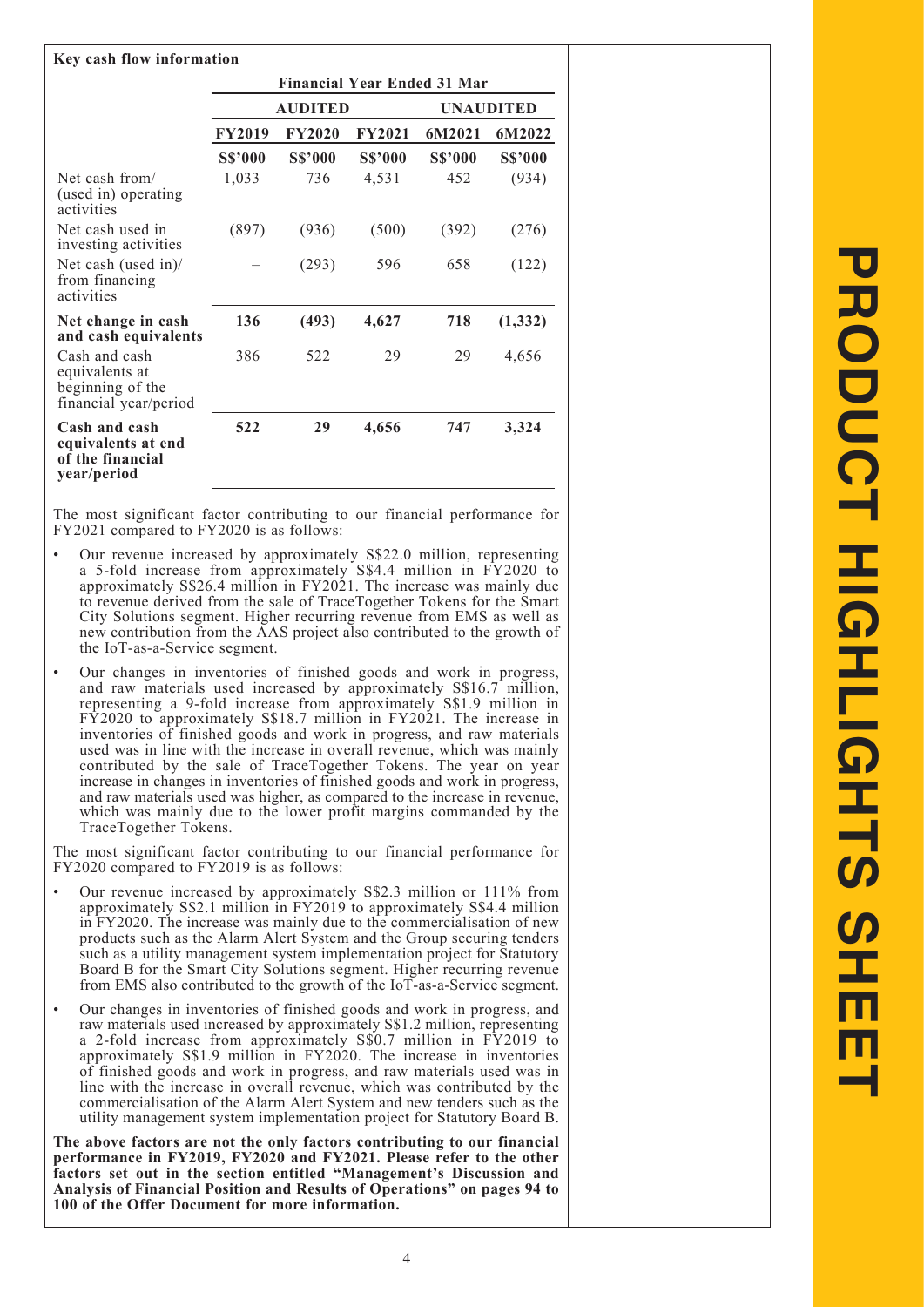**Key cash flow information**

| | Financial Year Ended 31 Mar | | | | |
|---|---|---|---|---|---|
| | AUDITED | | | UNAUDITED | |
| | FY2019 | FY2020 | FY2021 | 6M2021 | 6M2022 |
| | S$'000 | S$'000 | S$'000 | S$'000 | S$'000 |
| Net cash from/ (used in) operating activities | 1,033 | 736 | 4,531 | 452 | (934) |
| Net cash used in investing activities | (897) | (936) | (500) | (392) | (276) |
| Net cash (used in)/ from financing activities | – | (293) | 596 | 658 | (122) |
| **Net change in cash and cash equivalents** | **136** | **(493)** | **4,627** | **718** | **(1,332)** |
| Cash and cash equivalents at beginning of the financial year/period | 386 | 522 | 29 | 29 | 4,656 |
| **Cash and cash equivalents at end of the financial year/period** | **522** | **29** | **4,656** | **747** | **3,324** |

The most significant factor contributing to our financial performance for FY2021 compared to FY2020 is as follows:

- Our revenue increased by approximately S$22.0 million, representing a 5-fold increase from approximately S$4.4 million in FY2020 to approximately S$26.4 million in FY2021. The increase was mainly due to revenue derived from the sale of TraceTogether Tokens for the Smart City Solutions segment. Higher recurring revenue from EMS as well as new contribution from the AAS project also contributed to the growth of the IoT-as-a-Service segment.
- Our changes in inventories of finished goods and work in progress, and raw materials used increased by approximately S$16.7 million, representing a 9-fold increase from approximately S$1.9 million in FY2020 to approximately S$18.7 million in FY2021. The increase in inventories of finished goods and work in progress, and raw materials used was in line with the increase in overall revenue, which was mainly contributed by the sale of TraceTogether Tokens. The year on year increase in changes in inventories of finished goods and work in progress, and raw materials used was higher, as compared to the increase in revenue, which was mainly due to the lower profit margins commanded by the TraceTogether Tokens.

The most significant factor contributing to our financial performance for FY2020 compared to FY2019 is as follows:

- Our revenue increased by approximately S$2.3 million or 111% from approximately S$2.1 million in FY2019 to approximately S$4.4 million in FY2020. The increase was mainly due to the commercialisation of new products such as the Alarm Alert System and the Group securing tenders such as a utility management system implementation project for Statutory Board B for the Smart City Solutions segment. Higher recurring revenue from EMS also contributed to the growth of the IoT-as-a-Service segment.
- Our changes in inventories of finished goods and work in progress, and raw materials used increased by approximately S$1.2 million, representing a 2-fold increase from approximately S$0.7 million in FY2019 to approximately S$1.9 million in FY2020. The increase in inventories of finished goods and work in progress, and raw materials used was in line with the increase in overall revenue, which was contributed by the commercialisation of the Alarm Alert System and new tenders such as the utility management system implementation project for Statutory Board B.

**The above factors are not the only factors contributing to our financial performance in FY2019, FY2020 and FY2021. Please refer to the other factors set out in the section entitled "Management's Discussion and Analysis of Financial Position and Results of Operations" on pages 94 to 100 of the Offer Document for more information.**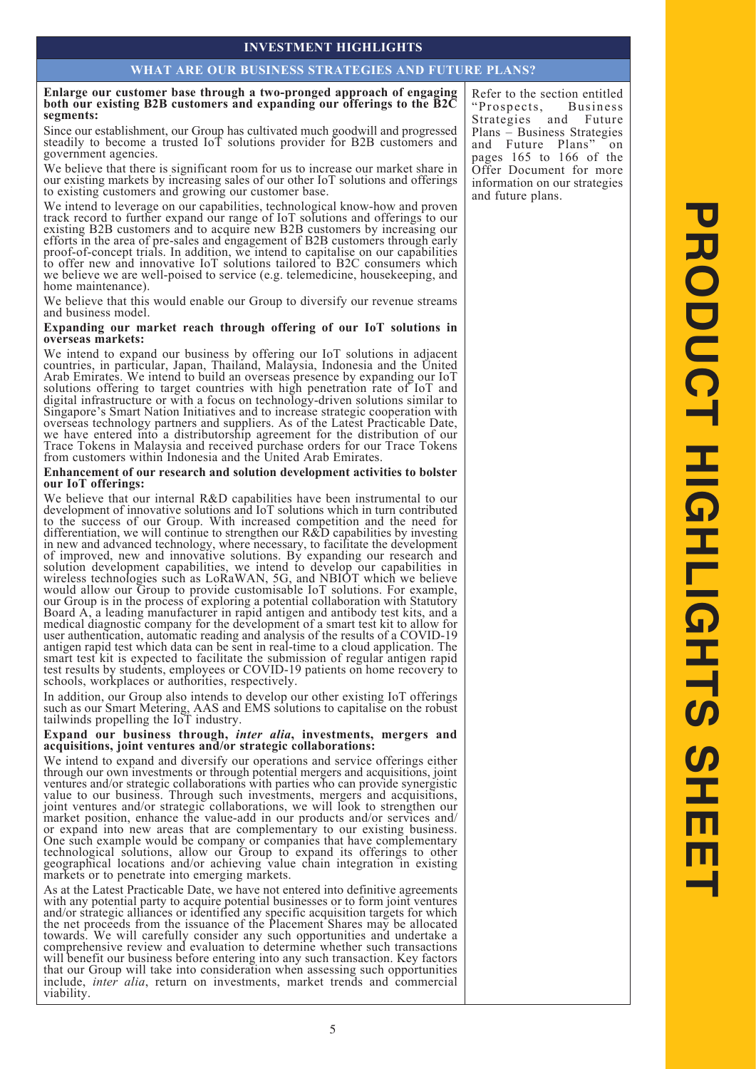## INVESTMENT HIGHLIGHTS

### WHAT ARE OUR BUSINESS STRATEGIES AND FUTURE PLANS?

**Enlarge our customer base through a two-pronged approach of engaging both our existing B2B customers and expanding our offerings to the B2C segments:**

Since our establishment, our Group has cultivated much goodwill and progressed steadily to become a trusted IoT solutions provider for B2B customers and government agencies.

We believe that there is significant room for us to increase our market share in our existing markets by increasing sales of our other IoT solutions and offerings to existing customers and growing our customer base.

We intend to leverage on our capabilities, technological know-how and proven track record to further expand our range of IoT solutions and offerings to our existing B2B customers and to acquire new B2B customers by increasing our efforts in the area of pre-sales and engagement of B2B customers through early proof-of-concept trials. In addition, we intend to capitalise on our capabilities to offer new and innovative IoT solutions tailored to B2C consumers which we believe we are well-poised to service (e.g. telemedicine, housekeeping, and home maintenance).

We believe that this would enable our Group to diversify our revenue streams and business model.

**Expanding our market reach through offering of our IoT solutions in overseas markets:**

We intend to expand our business by offering our IoT solutions in adjacent countries, in particular, Japan, Thailand, Malaysia, Indonesia and the United Arab Emirates. We intend to build an overseas presence by expanding our IoT solutions offering to target countries with high penetration rate of IoT and digital infrastructure or with a focus on technology-driven solutions similar to Singapore's Smart Nation Initiatives and to increase strategic cooperation with overseas technology partners and suppliers. As of the Latest Practicable Date, we have entered into a distributorship agreement for the distribution of our Trace Tokens in Malaysia and received purchase orders for our Trace Tokens from customers within Indonesia and the United Arab Emirates.

**Enhancement of our research and solution development activities to bolster our IoT offerings:**

We believe that our internal R&D capabilities have been instrumental to our development of innovative solutions and IoT solutions which in turn contributed to the success of our Group. With increased competition and the need for differentiation, we will continue to strengthen our R&D capabilities by investing in new and advanced technology, where necessary, to facilitate the development of improved, new and innovative solutions. By expanding our research and solution development capabilities, we intend to develop our capabilities in wireless technologies such as LoRaWAN, 5G, and NBIOT which we believe would allow our Group to provide customisable IoT solutions. For example, our Group is in the process of exploring a potential collaboration with Statutory Board A, a leading manufacturer in rapid antigen and antibody test kits, and a medical diagnostic company for the development of a smart test kit to allow for user authentication, automatic reading and analysis of the results of a COVID-19 antigen rapid test which data can be sent in real-time to a cloud application. The smart test kit is expected to facilitate the submission of regular antigen rapid test results by students, employees or COVID-19 patients on home recovery to schools, workplaces or authorities, respectively.

In addition, our Group also intends to develop our other existing IoT offerings such as our Smart Metering, AAS and EMS solutions to capitalise on the robust tailwinds propelling the IoT industry.

**Expand our business through, *inter alia*, investments, mergers and acquisitions, joint ventures and/or strategic collaborations:**

We intend to expand and diversify our operations and service offerings either through our own investments or through potential mergers and acquisitions, joint ventures and/or strategic collaborations with parties who can provide synergistic value to our business. Through such investments, mergers and acquisitions, joint ventures and/or strategic collaborations, we will look to strengthen our market position, enhance the value-add in our products and/or services and/or expand into new areas that are complementary to our existing business. One such example would be company or companies that have complementary technological solutions, allow our Group to expand its offerings to other geographical locations and/or achieving value chain integration in existing markets or to penetrate into emerging markets.

As at the Latest Practicable Date, we have not entered into definitive agreements with any potential party to acquire potential businesses or to form joint ventures and/or strategic alliances or identified any specific acquisition targets for which the net proceeds from the issuance of the Placement Shares may be allocated towards. We will carefully consider any such opportunities and undertake a comprehensive review and evaluation to determine whether such transactions will benefit our business before entering into any such transaction. Key factors that our Group will take into consideration when assessing such opportunities include, *inter alia*, return on investments, market trends and commercial viability.

Refer to the section entitled "Prospects, Business Strategies and Future Plans – Business Strategies and Future Plans" on pages 165 to 166 of the Offer Document for more information on our strategies and future plans.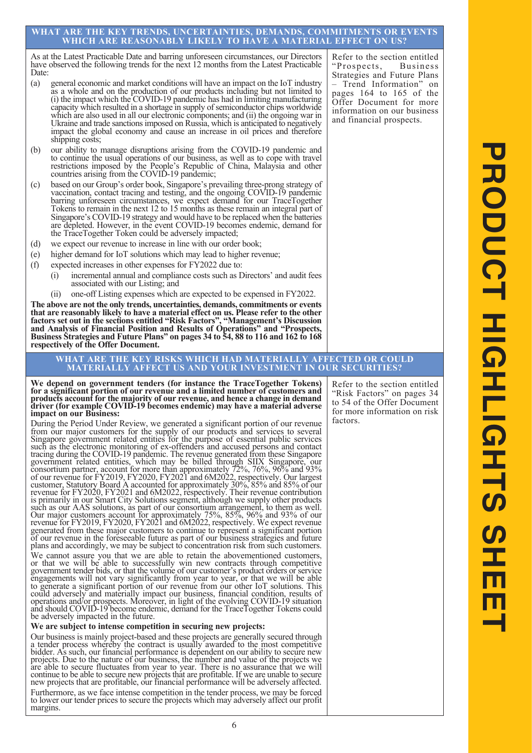## WHAT ARE THE KEY TRENDS, UNCERTAINTIES, DEMANDS, COMMITMENTS OR EVENTS WHICH ARE REASONABLY LIKELY TO HAVE A MATERIAL EFFECT ON US?

As at the Latest Practicable Date and barring unforeseen circumstances, our Directors have observed the following trends for the next 12 months from the Latest Practicable Date:

(a) general economic and market conditions will have an impact on the IoT industry as a whole and on the production of our products including but not limited to (i) the impact which the COVID-19 pandemic has had in limiting manufacturing capacity which resulted in a shortage in supply of semiconductor chips worldwide which are also used in all our electronic components; and (ii) the ongoing war in Ukraine and trade sanctions imposed on Russia, which is anticipated to negatively impact the global economy and cause an increase in oil prices and therefore shipping costs;

(b) our ability to manage disruptions arising from the COVID-19 pandemic and to continue the usual operations of our business, as well as to cope with travel restrictions imposed by the People's Republic of China, Malaysia and other countries arising from the COVID-19 pandemic;

(c) based on our Group's order book, Singapore's prevailing three-prong strategy of vaccination, contact tracing and testing, and the ongoing COVID-19 pandemic barring unforeseen circumstances, we expect demand for our TraceTogether Tokens to remain in the next 12 to 15 months as these remain an integral part of Singapore's COVID-19 strategy and would have to be replaced when the batteries are depleted. However, in the event COVID-19 becomes endemic, demand for the TraceTogether Token could be adversely impacted;

(d) we expect our revenue to increase in line with our order book;

(e) higher demand for IoT solutions which may lead to higher revenue;

(f) expected increases in other expenses for FY2022 due to:

   (i) incremental annual and compliance costs such as Directors' and audit fees associated with our Listing; and

   (ii) one-off Listing expenses which are expected to be expensed in FY2022.

**The above are not the only trends, uncertainties, demands, commitments or events that are reasonably likely to have a material effect on us. Please refer to the other factors set out in the sections entitled "Risk Factors", "Management's Discussion and Analysis of Financial Position and Results of Operations" and "Prospects, Business Strategies and Future Plans" on pages 34 to 54, 88 to 116 and 162 to 168 respectively of the Offer Document.**

Refer to the section entitled "Prospects, Business Strategies and Future Plans – Trend Information" on pages 164 to 165 of the Offer Document for more information on our business and financial prospects.

## WHAT ARE THE KEY RISKS WHICH HAD MATERIALLY AFFECTED OR COULD MATERIALLY AFFECT US AND YOUR INVESTMENT IN OUR SECURITIES?

**We depend on government tenders (for instance the TraceTogether Tokens) for a significant portion of our revenue and a limited number of customers and products account for the majority of our revenue, and hence a change in demand driver (for example COVID-19 becomes endemic) may have a material adverse impact on our Business:**

During the Period Under Review, we generated a significant portion of our revenue from our major customers for the supply of our products and services to several Singapore government related entities for the purpose of essential public services such as the electronic monitoring of ex-offenders and accused persons and contact tracing during the COVID-19 pandemic. The revenue generated from these Singapore government related entities, which may be billed through SIIX Singapore, our consortium partner, account for more than approximately 72%, 76%, 96% and 93% of our revenue for FY2019, FY2020, FY2021 and 6M2022, respectively. Our largest customer, Statutory Board A accounted for approximately 30%, 85% and 85% of our revenue for FY2020, FY2021 and 6M2022, respectively. Their revenue contribution is primarily in our Smart City Solutions segment, although we supply other products such as our AAS solutions, as part of our consortium arrangement, to them as well. Our major customers account for approximately 75%, 85%, 96% and 93% of our revenue for FY2019, FY2020, FY2021 and 6M2022, respectively. We expect revenue generated from these major customers to continue to represent a significant portion of our revenue in the foreseeable future as part of our business strategies and future plans and accordingly, we may be subject to concentration risk from such customers.

We cannot assure you that we are able to retain the abovementioned customers, or that we will be able to successfully win new contracts through competitive government tender bids, or that the volume of our customer's product orders or service engagements will not vary significantly from year to year, or that we will be able to generate a significant portion of our revenue from our other IoT solutions. This could adversely and materially impact our business, financial condition, results of operations and/or prospects. Moreover, in light of the evolving COVID-19 situation and should COVID-19 become endemic, demand for the TraceTogether Tokens could be adversely impacted in the future.

**We are subject to intense competition in securing new projects:**

Our business is mainly project-based and these projects are generally secured through a tender process whereby the contract is usually awarded to the most competitive bidder. As such, our financial performance is dependent on our ability to secure new projects. Due to the nature of our business, the number and value of the projects we are able to secure fluctuates from year to year. There is no assurance that we will continue to be able to secure new projects that are profitable. If we are unable to secure new projects that are profitable, our financial performance will be adversely affected.

Furthermore, as we face intense competition in the tender process, we may be forced to lower our tender prices to secure the projects which may adversely affect our profit margins.

Refer to the section entitled "Risk Factors" on pages 34 to 54 of the Offer Document for more information on risk factors.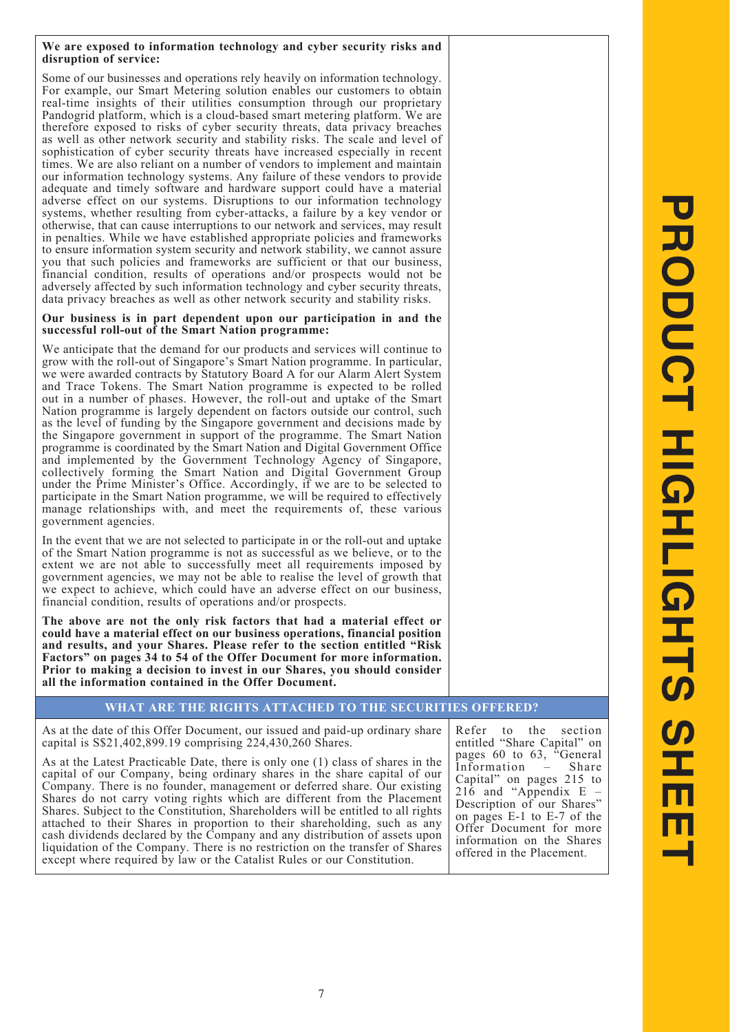**We are exposed to information technology and cyber security risks and disruption of service:**

Some of our businesses and operations rely heavily on information technology. For example, our Smart Metering solution enables our customers to obtain real-time insights of their utilities consumption through our proprietary Pandogrid platform, which is a cloud-based smart metering platform. We are therefore exposed to risks of cyber security threats, data privacy breaches as well as other network security and stability risks. The scale and level of sophistication of cyber security threats have increased especially in recent times. We are also reliant on a number of vendors to implement and maintain our information technology systems. Any failure of these vendors to provide adequate and timely software and hardware support could have a material adverse effect on our systems. Disruptions to our information technology systems, whether resulting from cyber-attacks, a failure by a key vendor or otherwise, that can cause interruptions to our network and services, may result in penalties. While we have established appropriate policies and frameworks to ensure information system security and network stability, we cannot assure you that such policies and frameworks are sufficient or that our business, financial condition, results of operations and/or prospects would not be adversely affected by such information technology and cyber security threats, data privacy breaches as well as other network security and stability risks.

**Our business is in part dependent upon our participation in and the successful roll-out of the Smart Nation programme:**

We anticipate that the demand for our products and services will continue to grow with the roll-out of Singapore's Smart Nation programme. In particular, we were awarded contracts by Statutory Board A for our Alarm Alert System and Trace Tokens. The Smart Nation programme is expected to be rolled out in a number of phases. However, the roll-out and uptake of the Smart Nation programme is largely dependent on factors outside our control, such as the level of funding by the Singapore government and decisions made by the Singapore government in support of the programme. The Smart Nation programme is coordinated by the Smart Nation and Digital Government Office and implemented by the Government Technology Agency of Singapore, collectively forming the Smart Nation and Digital Government Group under the Prime Minister's Office. Accordingly, if we are to be selected to participate in the Smart Nation programme, we will be required to effectively manage relationships with, and meet the requirements of, these various government agencies.

In the event that we are not selected to participate in or the roll-out and uptake of the Smart Nation programme is not as successful as we believe, or to the extent we are not able to successfully meet all requirements imposed by government agencies, we may not be able to realise the level of growth that we expect to achieve, which could have an adverse effect on our business, financial condition, results of operations and/or prospects.

**The above are not the only risk factors that had a material effect or could have a material effect on our business operations, financial position and results, and your Shares. Please refer to the section entitled "Risk Factors" on pages 34 to 54 of the Offer Document for more information. Prior to making a decision to invest in our Shares, you should consider all the information contained in the Offer Document.**

## WHAT ARE THE RIGHTS ATTACHED TO THE SECURITIES OFFERED?

As at the date of this Offer Document, our issued and paid-up ordinary share capital is S$21,402,899.19 comprising 224,430,260 Shares.

As at the Latest Practicable Date, there is only one (1) class of shares in the capital of our Company, being ordinary shares in the share capital of our Company. There is no founder, management or deferred share. Our existing Shares do not carry voting rights which are different from the Placement Shares. Subject to the Constitution, Shareholders will be entitled to all rights attached to their Shares in proportion to their shareholding, such as any cash dividends declared by the Company and any distribution of assets upon liquidation of the Company. There is no restriction on the transfer of Shares except where required by law or the Catalist Rules or our Constitution.

Refer to the section entitled "Share Capital" on pages 60 to 63, "General Information – Share Capital" on pages 215 to 216 and "Appendix E – Description of our Shares" on pages E-1 to E-7 of the Offer Document for more information on the Shares offered in the Placement.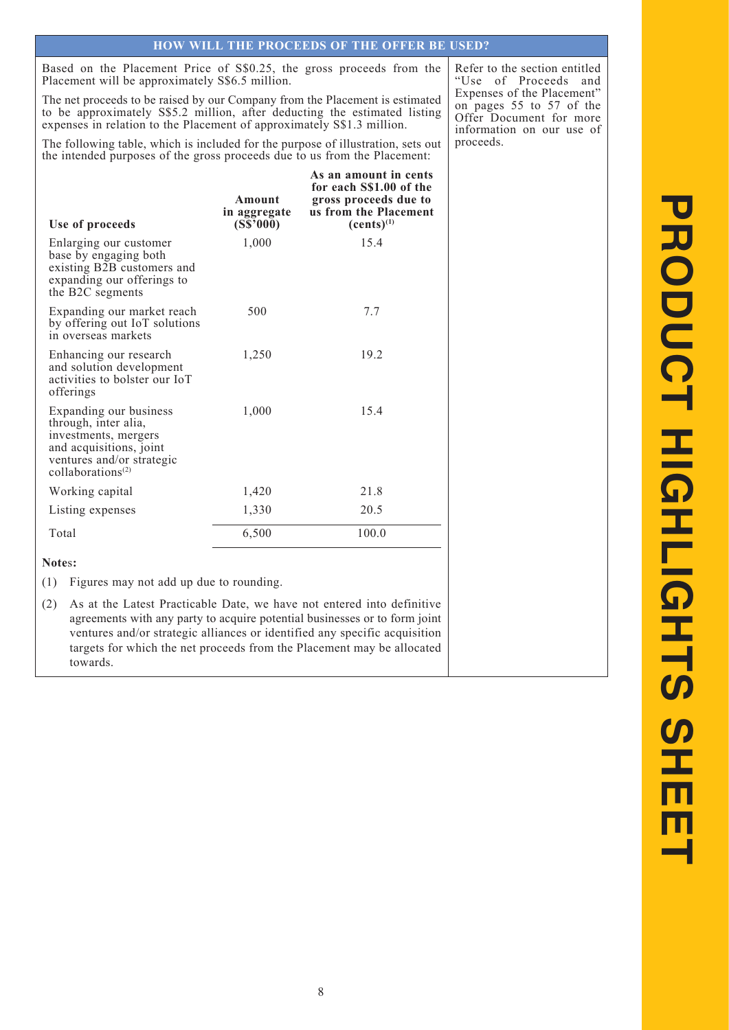## HOW WILL THE PROCEEDS OF THE OFFER BE USED?

Based on the Placement Price of S$0.25, the gross proceeds from the Placement will be approximately S$6.5 million.

The net proceeds to be raised by our Company from the Placement is estimated to be approximately S$5.2 million, after deducting the estimated listing expenses in relation to the Placement of approximately S$1.3 million.

The following table, which is included for the purpose of illustration, sets out the intended purposes of the gross proceeds due to us from the Placement:

| Use of proceeds | Amount in aggregate (S$'000) | As an amount in cents for each S$1.00 of the gross proceeds due to us from the Placement (cents)[1] |
|---|---|---|
| Enlarging our customer base by engaging both existing B2B customers and expanding our offerings to the B2C segments | 1,000 | 15.4 |
| Expanding our market reach by offering out IoT solutions in overseas markets | 500 | 7.7 |
| Enhancing our research and solution development activities to bolster our IoT offerings | 1,250 | 19.2 |
| Expanding our business through, inter alia, investments, mergers and acquisitions, joint ventures and/or strategic collaborations[2] | 1,000 | 15.4 |
| Working capital | 1,420 | 21.8 |
| Listing expenses | 1,330 | 20.5 |
| Total | 6,500 | 100.0 |

**Notes:**

(1) Figures may not add up due to rounding.

(2) As at the Latest Practicable Date, we have not entered into definitive agreements with any party to acquire potential businesses or to form joint ventures and/or strategic alliances or identified any specific acquisition targets for which the net proceeds from the Placement may be allocated towards.

Refer to the section entitled "Use of Proceeds and Expenses of the Placement" on pages 55 to 57 of the Offer Document for more information on our use of proceeds.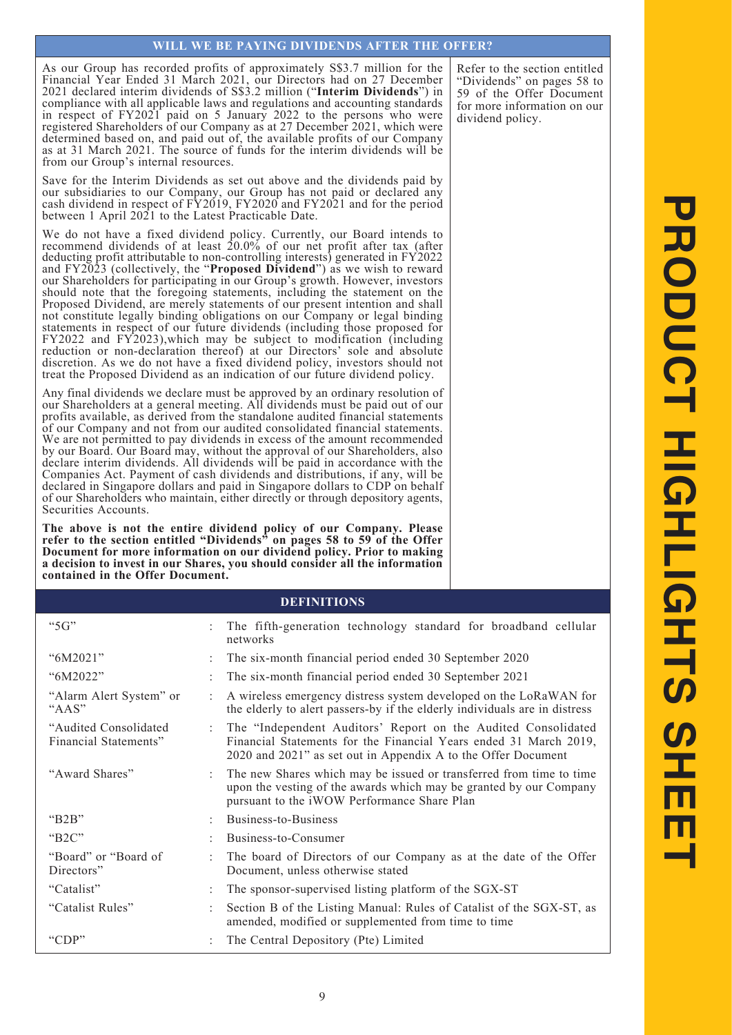## WILL WE BE PAYING DIVIDENDS AFTER THE OFFER?

As our Group has recorded profits of approximately S$3.7 million for the Financial Year Ended 31 March 2021, our Directors had on 27 December 2021 declared interim dividends of S$3.2 million ("**Interim Dividends**") in compliance with all applicable laws and regulations and accounting standards in respect of FY2021 paid on 5 January 2022 to the persons who were registered Shareholders of our Company as at 27 December 2021, which were determined based on, and paid out of, the available profits of our Company as at 31 March 2021. The source of funds for the interim dividends will be from our Group's internal resources.

Save for the Interim Dividends as set out above and the dividends paid by our subsidiaries to our Company, our Group has not paid or declared any cash dividend in respect of FY2019, FY2020 and FY2021 and for the period between 1 April 2021 to the Latest Practicable Date.

We do not have a fixed dividend policy. Currently, our Board intends to recommend dividends of at least 20.0% of our net profit after tax (after deducting profit attributable to non-controlling interests) generated in FY2022 and FY2023 (collectively, the "**Proposed Dividend**") as we wish to reward our Shareholders for participating in our Group's growth. However, investors should note that the foregoing statements, including the statement on the Proposed Dividend, are merely statements of our present intention and shall not constitute legally binding obligations on our Company or legal binding statements in respect of our future dividends (including those proposed for FY2022 and FY2023),which may be subject to modification (including reduction or non-declaration thereof) at our Directors' sole and absolute discretion. As we do not have a fixed dividend policy, investors should not treat the Proposed Dividend as an indication of our future dividend policy.

Any final dividends we declare must be approved by an ordinary resolution of our Shareholders at a general meeting. All dividends must be paid out of our profits available, as derived from the standalone audited financial statements of our Company and not from our audited consolidated financial statements. We are not permitted to pay dividends in excess of the amount recommended by our Board. Our Board may, without the approval of our Shareholders, also declare interim dividends. All dividends will be paid in accordance with the Companies Act. Payment of cash dividends and distributions, if any, will be declared in Singapore dollars and paid in Singapore dollars to CDP on behalf of our Shareholders who maintain, either directly or through depository agents, Securities Accounts.

**The above is not the entire dividend policy of our Company. Please refer to the section entitled "Dividends" on pages 58 to 59 of the Offer Document for more information on our dividend policy. Prior to making a decision to invest in our Shares, you should consider all the information contained in the Offer Document.**

Refer to the section entitled "Dividends" on pages 58 to 59 of the Offer Document for more information on our dividend policy.

## DEFINITIONS

| | | |
|---|---|---|
| "5G" | : | The fifth-generation technology standard for broadband cellular networks |
| "6M2021" | : | The six-month financial period ended 30 September 2020 |
| "6M2022" | : | The six-month financial period ended 30 September 2021 |
| "Alarm Alert System" or "AAS" | : | A wireless emergency distress system developed on the LoRaWAN for the elderly to alert passers-by if the elderly individuals are in distress |
| "Audited Consolidated Financial Statements" | : | The "Independent Auditors' Report on the Audited Consolidated Financial Statements for the Financial Years ended 31 March 2019, 2020 and 2021" as set out in Appendix A to the Offer Document |
| "Award Shares" | : | The new Shares which may be issued or transferred from time to time upon the vesting of the awards which may be granted by our Company pursuant to the iWOW Performance Share Plan |
| "B2B" | : | Business-to-Business |
| "B2C" | : | Business-to-Consumer |
| "Board" or "Board of Directors" | : | The board of Directors of our Company as at the date of the Offer Document, unless otherwise stated |
| "Catalist" | : | The sponsor-supervised listing platform of the SGX-ST |
| "Catalist Rules" | : | Section B of the Listing Manual: Rules of Catalist of the SGX-ST, as amended, modified or supplemented from time to time |
| "CDP" | : | The Central Depository (Pte) Limited |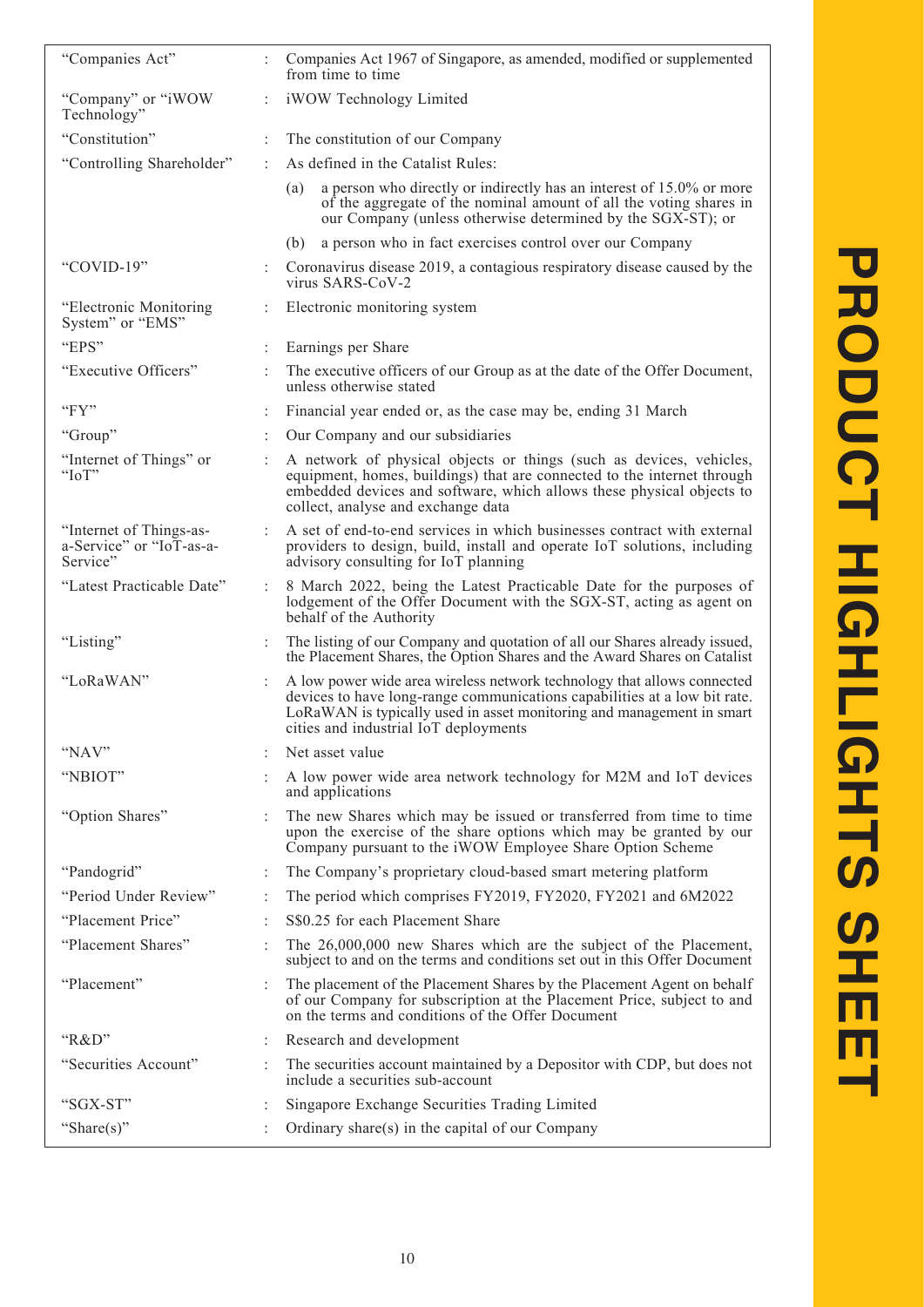| | | |
|---|---|---|
| "Companies Act" | : | Companies Act 1967 of Singapore, as amended, modified or supplemented from time to time |
| "Company" or "iWOW Technology" | : | iWOW Technology Limited |
| "Constitution" | : | The constitution of our Company |
| "Controlling Shareholder" | : | As defined in the Catalist Rules:<br>(a) a person who directly or indirectly has an interest of 15.0% or more of the aggregate of the nominal amount of all the voting shares in our Company (unless otherwise determined by the SGX-ST); or<br>(b) a person who in fact exercises control over our Company |
| "COVID-19" | : | Coronavirus disease 2019, a contagious respiratory disease caused by the virus SARS-CoV-2 |
| "Electronic Monitoring System" or "EMS" | : | Electronic monitoring system |
| "EPS" | : | Earnings per Share |
| "Executive Officers" | : | The executive officers of our Group as at the date of the Offer Document, unless otherwise stated |
| "FY" | : | Financial year ended or, as the case may be, ending 31 March |
| "Group" | : | Our Company and our subsidiaries |
| "Internet of Things" or "IoT" | : | A network of physical objects or things (such as devices, vehicles, equipment, homes, buildings) that are connected to the internet through embedded devices and software, which allows these physical objects to collect, analyse and exchange data |
| "Internet of Things-as-a-Service" or "IoT-as-a-Service" | : | A set of end-to-end services in which businesses contract with external providers to design, build, install and operate IoT solutions, including advisory consulting for IoT planning |
| "Latest Practicable Date" | : | 8 March 2022, being the Latest Practicable Date for the purposes of lodgement of the Offer Document with the SGX-ST, acting as agent on behalf of the Authority |
| "Listing" | : | The listing of our Company and quotation of all our Shares already issued, the Placement Shares, the Option Shares and the Award Shares on Catalist |
| "LoRaWAN" | : | A low power wide area wireless network technology that allows connected devices to have long-range communications capabilities at a low bit rate. LoRaWAN is typically used in asset monitoring and management in smart cities and industrial IoT deployments |
| "NAV" | : | Net asset value |
| "NBIOT" | : | A low power wide area network technology for M2M and IoT devices and applications |
| "Option Shares" | : | The new Shares which may be issued or transferred from time to time upon the exercise of the share options which may be granted by our Company pursuant to the iWOW Employee Share Option Scheme |
| "Pandogrid" | : | The Company's proprietary cloud-based smart metering platform |
| "Period Under Review" | : | The period which comprises FY2019, FY2020, FY2021 and 6M2022 |
| "Placement Price" | : | S$0.25 for each Placement Share |
| "Placement Shares" | : | The 26,000,000 new Shares which are the subject of the Placement, subject to and on the terms and conditions set out in this Offer Document |
| "Placement" | : | The placement of the Placement Shares by the Placement Agent on behalf of our Company for subscription at the Placement Price, subject to and on the terms and conditions of the Offer Document |
| "R&D" | : | Research and development |
| "Securities Account" | : | The securities account maintained by a Depositor with CDP, but does not include a securities sub-account |
| "SGX-ST" | : | Singapore Exchange Securities Trading Limited |
| "Share(s)" | : | Ordinary share(s) in the capital of our Company |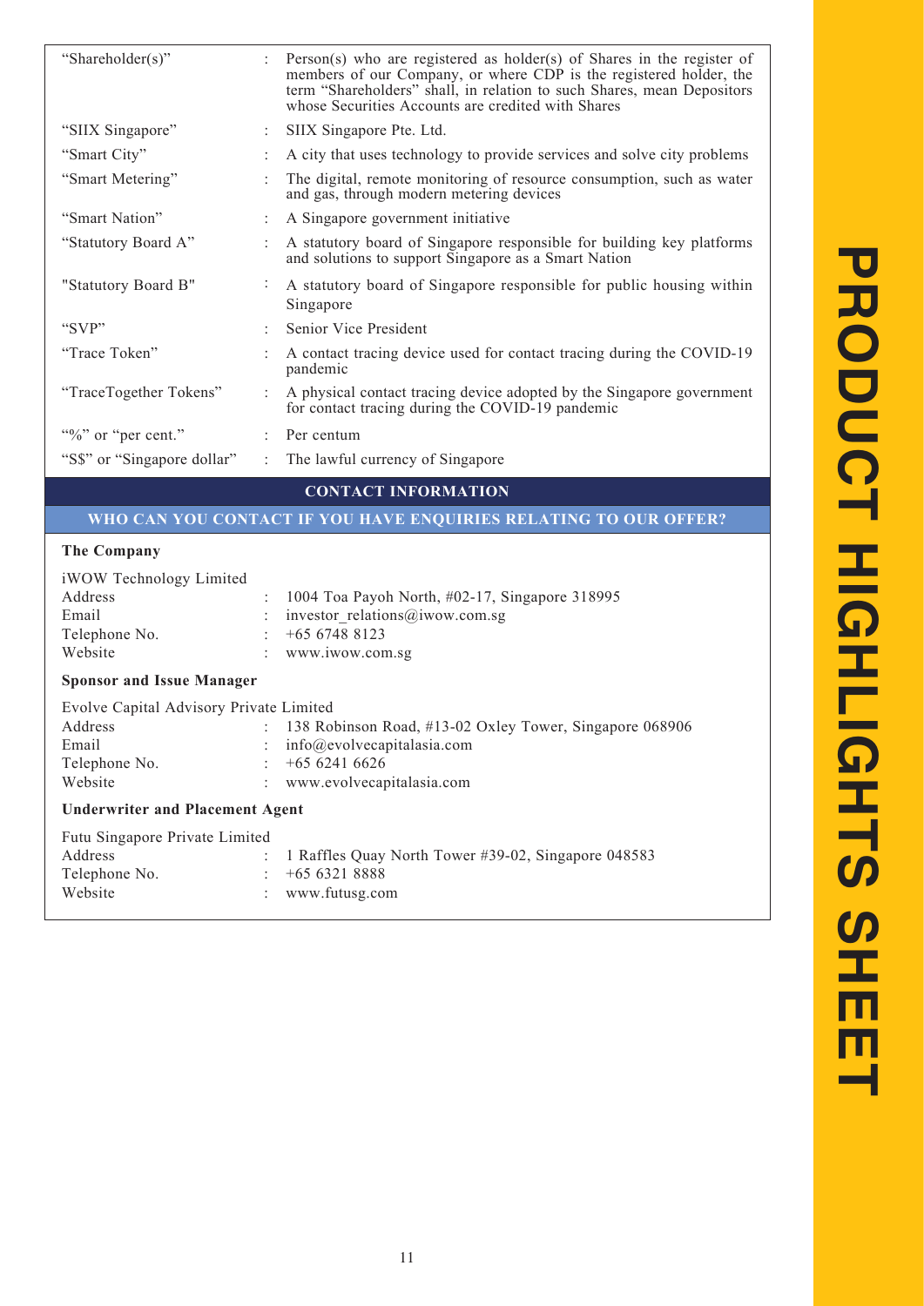| | | |
|---|---|---|
| "Shareholder(s)" | : | Person(s) who are registered as holder(s) of Shares in the register of members of our Company, or where CDP is the registered holder, the term "Shareholders" shall, in relation to such Shares, mean Depositors whose Securities Accounts are credited with Shares |
| "SIIX Singapore" | : | SIIX Singapore Pte. Ltd. |
| "Smart City" | : | A city that uses technology to provide services and solve city problems |
| "Smart Metering" | : | The digital, remote monitoring of resource consumption, such as water and gas, through modern metering devices |
| "Smart Nation" | : | A Singapore government initiative |
| "Statutory Board A" | : | A statutory board of Singapore responsible for building key platforms and solutions to support Singapore as a Smart Nation |
| "Statutory Board B" | : | A statutory board of Singapore responsible for public housing within Singapore |
| "SVP" | : | Senior Vice President |
| "Trace Token" | : | A contact tracing device used for contact tracing during the COVID-19 pandemic |
| "TraceTogether Tokens" | : | A physical contact tracing device adopted by the Singapore government for contact tracing during the COVID-19 pandemic |
| "%" or "per cent." | : | Per centum |
| "S$" or "Singapore dollar" | : | The lawful currency of Singapore |

## CONTACT INFORMATION

### WHO CAN YOU CONTACT IF YOU HAVE ENQUIRIES RELATING TO OUR OFFER?

**The Company**

iWOW Technology Limited

| | | |
|---|---|---|
| Address | : | 1004 Toa Payoh North, #02-17, Singapore 318995 |
| Email | : | investor_relations@iwow.com.sg |
| Telephone No. | : | +65 6748 8123 |
| Website | : | www.iwow.com.sg |

**Sponsor and Issue Manager**

Evolve Capital Advisory Private Limited

| | | |
|---|---|---|
| Address | : | 138 Robinson Road, #13-02 Oxley Tower, Singapore 068906 |
| Email | : | info@evolvecapitalasia.com |
| Telephone No. | : | +65 6241 6626 |
| Website | : | www.evolvecapitalasia.com |

**Underwriter and Placement Agent**

Futu Singapore Private Limited

| | | |
|---|---|---|
| Address | : | 1 Raffles Quay North Tower #39-02, Singapore 048583 |
| Telephone No. | : | +65 6321 8888 |
| Website | : | www.futusg.com |